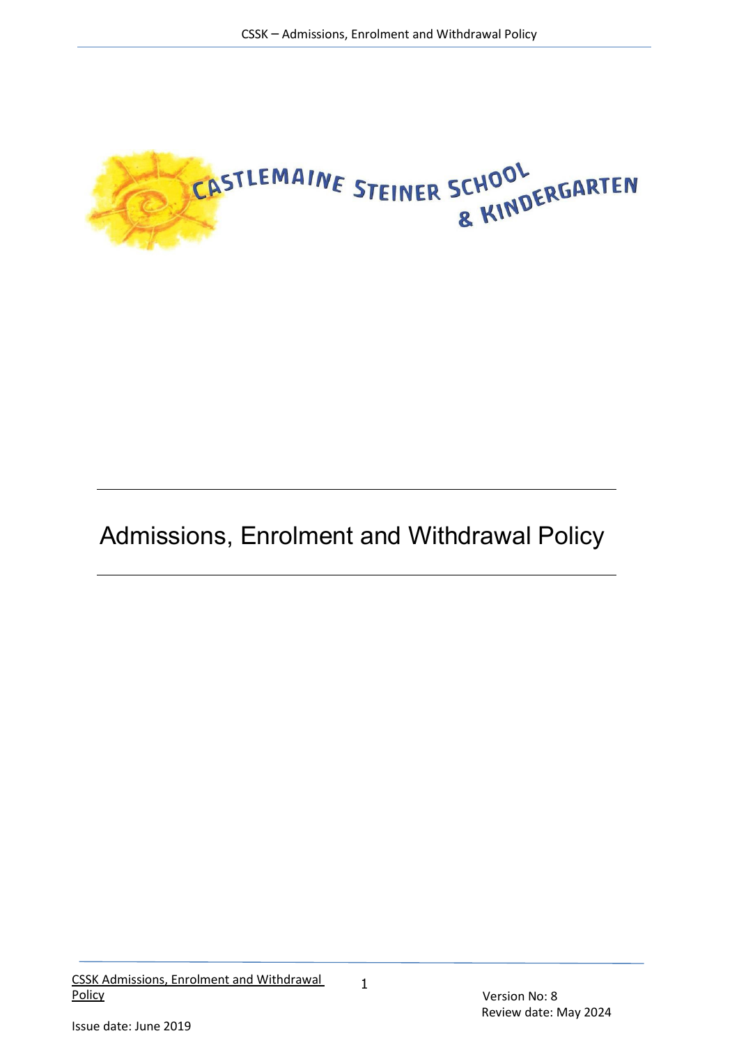CASTLEMAINE STEINER SCHOOL & KINDERGARTEN

# Admissions, Enrolment and Withdrawal Policy

Version No: 8

Review date: May 2024

Issue date: June 2019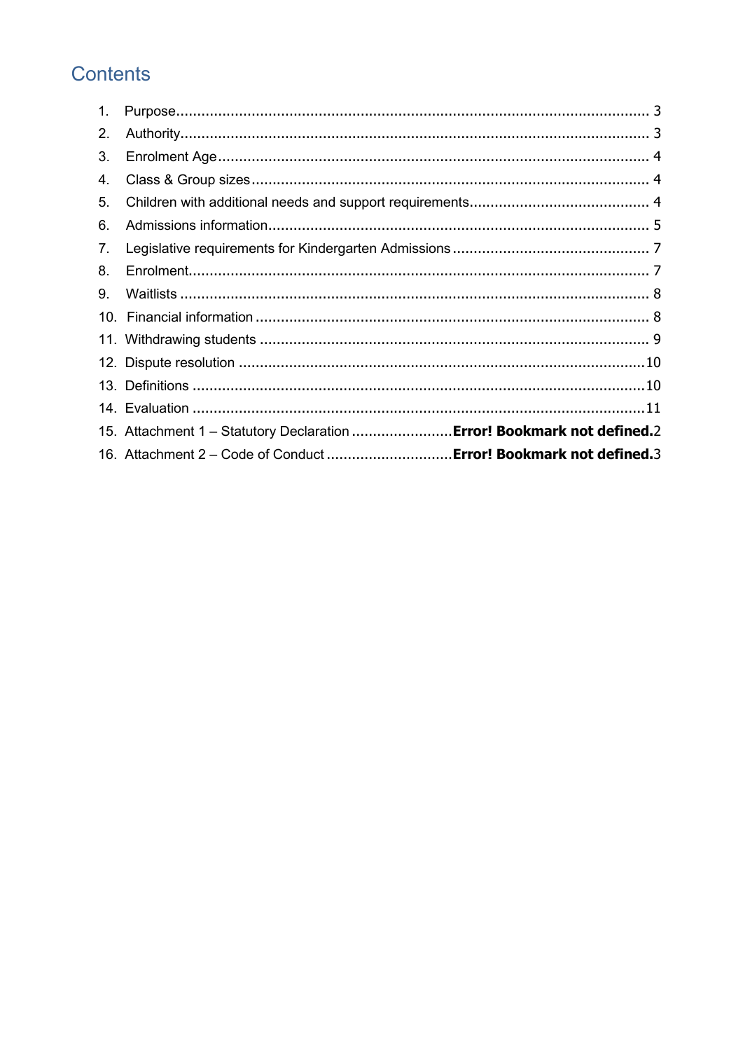# Contents

1. Purpose ..... 3
2. Authority ..... 3
3. Enrolment Age ..... 4
4. Class & Group sizes ..... 4
5. Children with additional needs and support requirements ..... 4
6. Admissions information ..... 5
7. Legislative requirements for Kindergarten Admissions ..... 7
8. Enrolment ..... 7
9. Waitlists ..... 8
10. Financial information ..... 8
11. Withdrawing students ..... 9
12. Dispute resolution ..... 10
13. Definitions ..... 10
14. Evaluation ..... 11
15. Attachment 1 – Statutory Declaration ..... **Error! Bookmark not defined.**2
16. Attachment 2 – Code of Conduct ..... **Error! Bookmark not defined.**3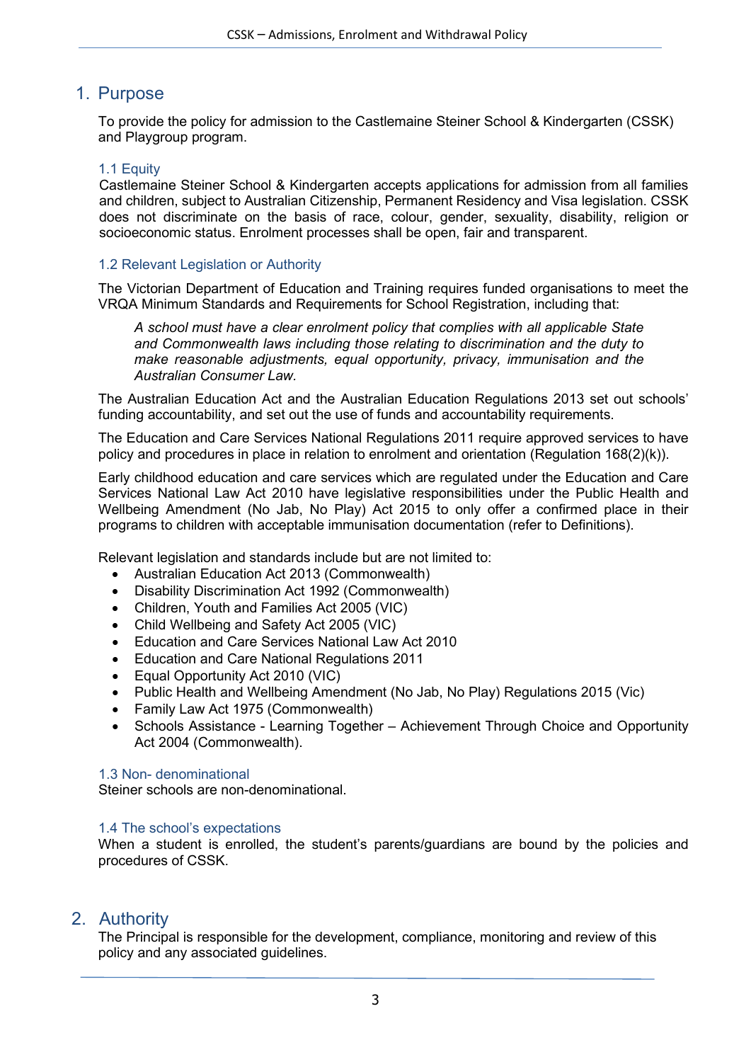# 1. Purpose

To provide the policy for admission to the Castlemaine Steiner School & Kindergarten (CSSK) and Playgroup program.

### 1.1 Equity

Castlemaine Steiner School & Kindergarten accepts applications for admission from all families and children, subject to Australian Citizenship, Permanent Residency and Visa legislation. CSSK does not discriminate on the basis of race, colour, gender, sexuality, disability, religion or socioeconomic status. Enrolment processes shall be open, fair and transparent.

### 1.2 Relevant Legislation or Authority

The Victorian Department of Education and Training requires funded organisations to meet the VRQA Minimum Standards and Requirements for School Registration, including that:

> *A school must have a clear enrolment policy that complies with all applicable State and Commonwealth laws including those relating to discrimination and the duty to make reasonable adjustments, equal opportunity, privacy, immunisation and the Australian Consumer Law.*

The Australian Education Act and the Australian Education Regulations 2013 set out schools' funding accountability, and set out the use of funds and accountability requirements.

The Education and Care Services National Regulations 2011 require approved services to have policy and procedures in place in relation to enrolment and orientation (Regulation 168(2)(k)).

Early childhood education and care services which are regulated under the Education and Care Services National Law Act 2010 have legislative responsibilities under the Public Health and Wellbeing Amendment (No Jab, No Play) Act 2015 to only offer a confirmed place in their programs to children with acceptable immunisation documentation (refer to Definitions).

Relevant legislation and standards include but are not limited to:

- Australian Education Act 2013 (Commonwealth)
- Disability Discrimination Act 1992 (Commonwealth)
- Children, Youth and Families Act 2005 (VIC)
- Child Wellbeing and Safety Act 2005 (VIC)
- Education and Care Services National Law Act 2010
- Education and Care National Regulations 2011
- Equal Opportunity Act 2010 (VIC)
- Public Health and Wellbeing Amendment (No Jab, No Play) Regulations 2015 (Vic)
- Family Law Act 1975 (Commonwealth)
- Schools Assistance - Learning Together – Achievement Through Choice and Opportunity Act 2004 (Commonwealth).

### 1.3 Non- denominational

Steiner schools are non-denominational.

### 1.4 The school's expectations

When a student is enrolled, the student's parents/guardians are bound by the policies and procedures of CSSK.

# 2. Authority

The Principal is responsible for the development, compliance, monitoring and review of this policy and any associated guidelines.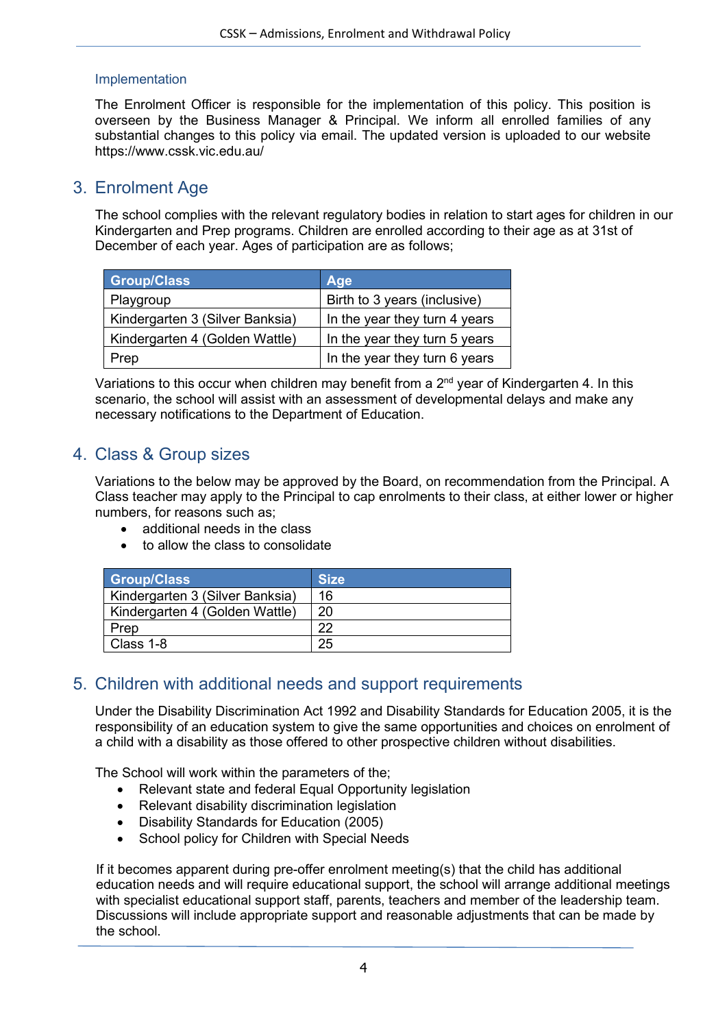### Implementation

The Enrolment Officer is responsible for the implementation of this policy. This position is overseen by the Business Manager & Principal. We inform all enrolled families of any substantial changes to this policy via email. The updated version is uploaded to our website https://www.cssk.vic.edu.au/

## 3. Enrolment Age

The school complies with the relevant regulatory bodies in relation to start ages for children in our Kindergarten and Prep programs. Children are enrolled according to their age as at 31st of December of each year. Ages of participation are as follows;

| Group/Class | Age |
|---|---|
| Playgroup | Birth to 3 years (inclusive) |
| Kindergarten 3 (Silver Banksia) | In the year they turn 4 years |
| Kindergarten 4 (Golden Wattle) | In the year they turn 5 years |
| Prep | In the year they turn 6 years |

Variations to this occur when children may benefit from a 2nd year of Kindergarten 4. In this scenario, the school will assist with an assessment of developmental delays and make any necessary notifications to the Department of Education.

## 4. Class & Group sizes

Variations to the below may be approved by the Board, on recommendation from the Principal. A Class teacher may apply to the Principal to cap enrolments to their class, at either lower or higher numbers, for reasons such as;

- additional needs in the class
- to allow the class to consolidate

| Group/Class | Size |
|---|---|
| Kindergarten 3 (Silver Banksia) | 16 |
| Kindergarten 4 (Golden Wattle) | 20 |
| Prep | 22 |
| Class 1-8 | 25 |

## 5. Children with additional needs and support requirements

Under the Disability Discrimination Act 1992 and Disability Standards for Education 2005, it is the responsibility of an education system to give the same opportunities and choices on enrolment of a child with a disability as those offered to other prospective children without disabilities.

The School will work within the parameters of the;

- Relevant state and federal Equal Opportunity legislation
- Relevant disability discrimination legislation
- Disability Standards for Education (2005)
- School policy for Children with Special Needs

If it becomes apparent during pre-offer enrolment meeting(s) that the child has additional education needs and will require educational support, the school will arrange additional meetings with specialist educational support staff, parents, teachers and member of the leadership team. Discussions will include appropriate support and reasonable adjustments that can be made by the school.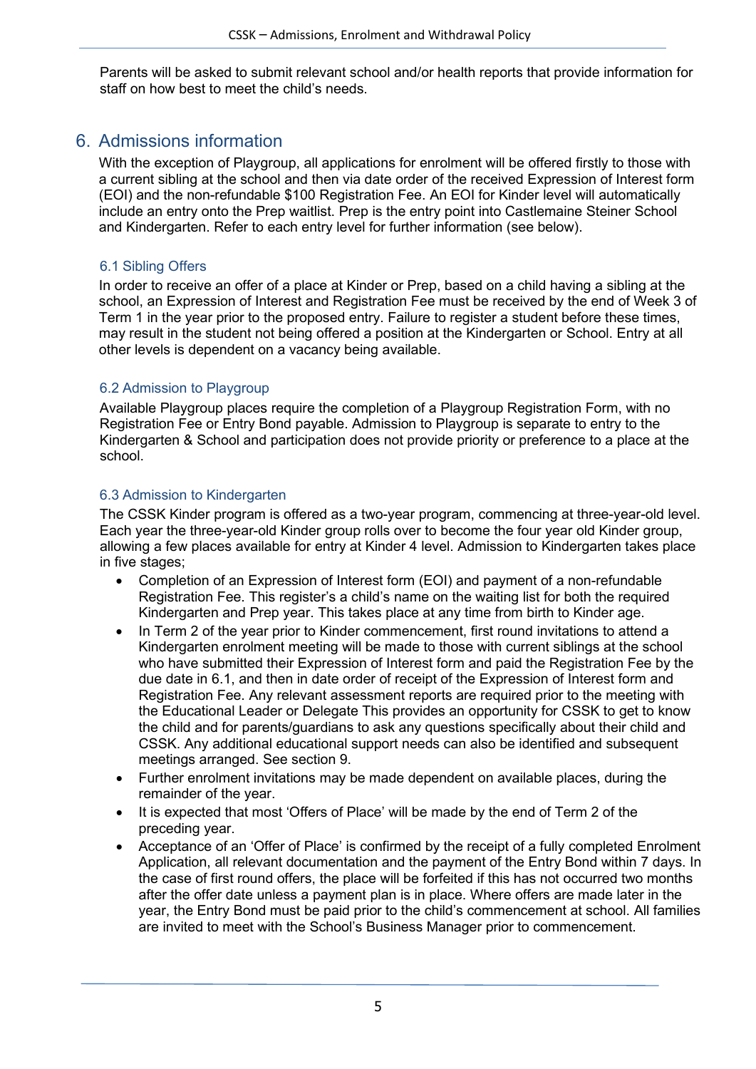Parents will be asked to submit relevant school and/or health reports that provide information for staff on how best to meet the child's needs.

# 6. Admissions information

With the exception of Playgroup, all applications for enrolment will be offered firstly to those with a current sibling at the school and then via date order of the received Expression of Interest form (EOI) and the non-refundable $100 Registration Fee. An EOI for Kinder level will automatically include an entry onto the Prep waitlist. Prep is the entry point into Castlemaine Steiner School and Kindergarten. Refer to each entry level for further information (see below).

## 6.1 Sibling Offers

In order to receive an offer of a place at Kinder or Prep, based on a child having a sibling at the school, an Expression of Interest and Registration Fee must be received by the end of Week 3 of Term 1 in the year prior to the proposed entry. Failure to register a student before these times, may result in the student not being offered a position at the Kindergarten or School. Entry at all other levels is dependent on a vacancy being available.

## 6.2 Admission to Playgroup

Available Playgroup places require the completion of a Playgroup Registration Form, with no Registration Fee or Entry Bond payable. Admission to Playgroup is separate to entry to the Kindergarten & School and participation does not provide priority or preference to a place at the school.

## 6.3 Admission to Kindergarten

The CSSK Kinder program is offered as a two-year program, commencing at three-year-old level. Each year the three-year-old Kinder group rolls over to become the four year old Kinder group, allowing a few places available for entry at Kinder 4 level. Admission to Kindergarten takes place in five stages;

- Completion of an Expression of Interest form (EOI) and payment of a non-refundable Registration Fee. This register's a child's name on the waiting list for both the required Kindergarten and Prep year. This takes place at any time from birth to Kinder age.
- In Term 2 of the year prior to Kinder commencement, first round invitations to attend a Kindergarten enrolment meeting will be made to those with current siblings at the school who have submitted their Expression of Interest form and paid the Registration Fee by the due date in 6.1, and then in date order of receipt of the Expression of Interest form and Registration Fee. Any relevant assessment reports are required prior to the meeting with the Educational Leader or Delegate This provides an opportunity for CSSK to get to know the child and for parents/guardians to ask any questions specifically about their child and CSSK. Any additional educational support needs can also be identified and subsequent meetings arranged. See section 9.
- Further enrolment invitations may be made dependent on available places, during the remainder of the year.
- It is expected that most 'Offers of Place' will be made by the end of Term 2 of the preceding year.
- Acceptance of an 'Offer of Place' is confirmed by the receipt of a fully completed Enrolment Application, all relevant documentation and the payment of the Entry Bond within 7 days. In the case of first round offers, the place will be forfeited if this has not occurred two months after the offer date unless a payment plan is in place. Where offers are made later in the year, the Entry Bond must be paid prior to the child's commencement at school. All families are invited to meet with the School's Business Manager prior to commencement.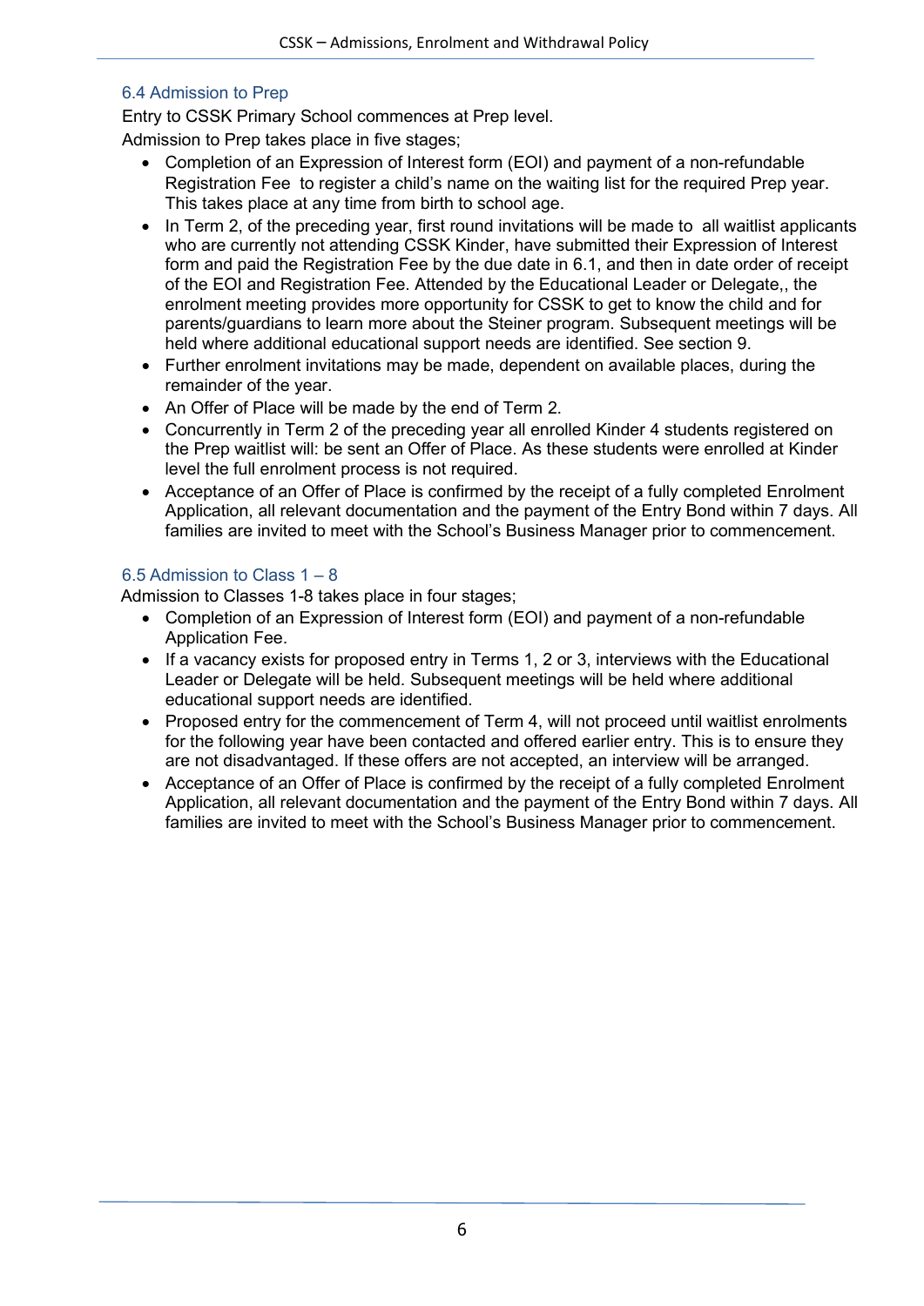### 6.4 Admission to Prep

Entry to CSSK Primary School commences at Prep level.
Admission to Prep takes place in five stages;

- Completion of an Expression of Interest form (EOI) and payment of a non-refundable Registration Fee to register a child's name on the waiting list for the required Prep year. This takes place at any time from birth to school age.
- In Term 2, of the preceding year, first round invitations will be made to all waitlist applicants who are currently not attending CSSK Kinder, have submitted their Expression of Interest form and paid the Registration Fee by the due date in 6.1, and then in date order of receipt of the EOI and Registration Fee. Attended by the Educational Leader or Delegate,, the enrolment meeting provides more opportunity for CSSK to get to know the child and for parents/guardians to learn more about the Steiner program. Subsequent meetings will be held where additional educational support needs are identified. See section 9.
- Further enrolment invitations may be made, dependent on available places, during the remainder of the year.
- An Offer of Place will be made by the end of Term 2.
- Concurrently in Term 2 of the preceding year all enrolled Kinder 4 students registered on the Prep waitlist will: be sent an Offer of Place. As these students were enrolled at Kinder level the full enrolment process is not required.
- Acceptance of an Offer of Place is confirmed by the receipt of a fully completed Enrolment Application, all relevant documentation and the payment of the Entry Bond within 7 days. All families are invited to meet with the School's Business Manager prior to commencement.

### 6.5 Admission to Class 1 – 8

Admission to Classes 1-8 takes place in four stages;

- Completion of an Expression of Interest form (EOI) and payment of a non-refundable Application Fee.
- If a vacancy exists for proposed entry in Terms 1, 2 or 3, interviews with the Educational Leader or Delegate will be held. Subsequent meetings will be held where additional educational support needs are identified.
- Proposed entry for the commencement of Term 4, will not proceed until waitlist enrolments for the following year have been contacted and offered earlier entry. This is to ensure they are not disadvantaged. If these offers are not accepted, an interview will be arranged.
- Acceptance of an Offer of Place is confirmed by the receipt of a fully completed Enrolment Application, all relevant documentation and the payment of the Entry Bond within 7 days. All families are invited to meet with the School's Business Manager prior to commencement.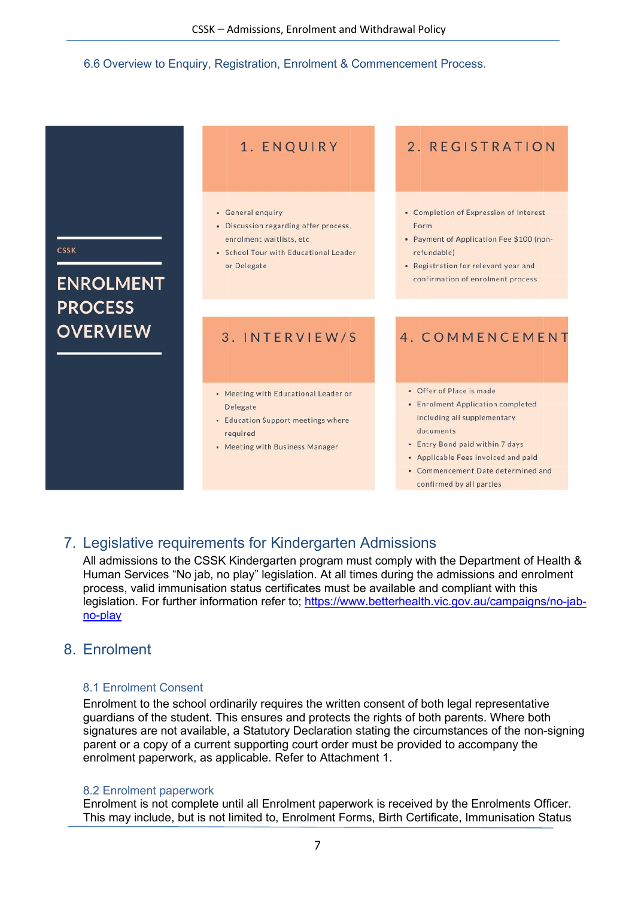### 6.6 Overview to Enquiry, Registration, Enrolment & Commencement Process.

CSSK

**ENROLMENT PROCESS OVERVIEW**

**1. ENQUIRY**

- General enquiry
- Discussion regarding offer process, enrolment waitlists, etc
- School Tour with Educational Leader or Delegate

**2. REGISTRATION**

- Completion of Expression of Interest Form
- Payment of Application Fee $100 (non-refundable)
- Registration for relevant year and confirmation of enrolment process

**3. INTERVIEW/S**

- Meeting with Educational Leader or Delegate
- Education Support meetings where required
- Meeting with Business Manager

**4. COMMENCEMENT**

- Offer of Place is made
- Enrolment Application completed including all supplementary documents
- Entry Bond paid within 7 days
- Applicable Fees invoiced and paid
- Commencement Date determined and confirmed by all parties

## 7. Legislative requirements for Kindergarten Admissions

All admissions to the CSSK Kindergarten program must comply with the Department of Health & Human Services "No jab, no play" legislation. At all times during the admissions and enrolment process, valid immunisation status certificates must be available and compliant with this legislation. For further information refer to; https://www.betterhealth.vic.gov.au/campaigns/no-jab-no-play

## 8. Enrolment

### 8.1 Enrolment Consent

Enrolment to the school ordinarily requires the written consent of both legal representative guardians of the student. This ensures and protects the rights of both parents. Where both signatures are not available, a Statutory Declaration stating the circumstances of the non-signing parent or a copy of a current supporting court order must be provided to accompany the enrolment paperwork, as applicable. Refer to Attachment 1.

### 8.2 Enrolment paperwork

Enrolment is not complete until all Enrolment paperwork is received by the Enrolments Officer. This may include, but is not limited to, Enrolment Forms, Birth Certificate, Immunisation Status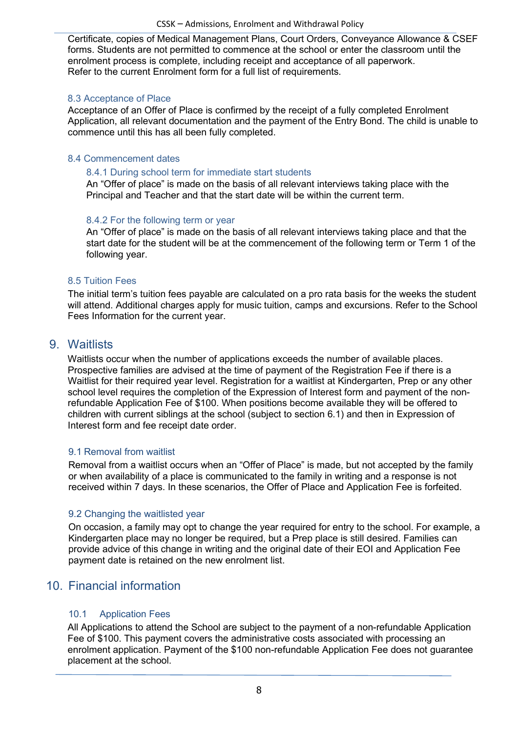Certificate, copies of Medical Management Plans, Court Orders, Conveyance Allowance & CSEF forms. Students are not permitted to commence at the school or enter the classroom until the enrolment process is complete, including receipt and acceptance of all paperwork. Refer to the current Enrolment form for a full list of requirements.

### 8.3 Acceptance of Place

Acceptance of an Offer of Place is confirmed by the receipt of a fully completed Enrolment Application, all relevant documentation and the payment of the Entry Bond. The child is unable to commence until this has all been fully completed.

### 8.4 Commencement dates

#### 8.4.1 During school term for immediate start students

An "Offer of place" is made on the basis of all relevant interviews taking place with the Principal and Teacher and that the start date will be within the current term.

#### 8.4.2 For the following term or year

An "Offer of place" is made on the basis of all relevant interviews taking place and that the start date for the student will be at the commencement of the following term or Term 1 of the following year.

### 8.5 Tuition Fees

The initial term's tuition fees payable are calculated on a pro rata basis for the weeks the student will attend. Additional charges apply for music tuition, camps and excursions. Refer to the School Fees Information for the current year.

## 9. Waitlists

Waitlists occur when the number of applications exceeds the number of available places. Prospective families are advised at the time of payment of the Registration Fee if there is a Waitlist for their required year level. Registration for a waitlist at Kindergarten, Prep or any other school level requires the completion of the Expression of Interest form and payment of the non-refundable Application Fee of $100. When positions become available they will be offered to children with current siblings at the school (subject to section 6.1) and then in Expression of Interest form and fee receipt date order.

### 9.1 Removal from waitlist

Removal from a waitlist occurs when an "Offer of Place" is made, but not accepted by the family or when availability of a place is communicated to the family in writing and a response is not received within 7 days. In these scenarios, the Offer of Place and Application Fee is forfeited.

### 9.2 Changing the waitlisted year

On occasion, a family may opt to change the year required for entry to the school. For example, a Kindergarten place may no longer be required, but a Prep place is still desired. Families can provide advice of this change in writing and the original date of their EOI and Application Fee payment date is retained on the new enrolment list.

## 10. Financial information

### 10.1 Application Fees

All Applications to attend the School are subject to the payment of a non-refundable Application Fee of $100. This payment covers the administrative costs associated with processing an enrolment application. Payment of the $100 non-refundable Application Fee does not guarantee placement at the school.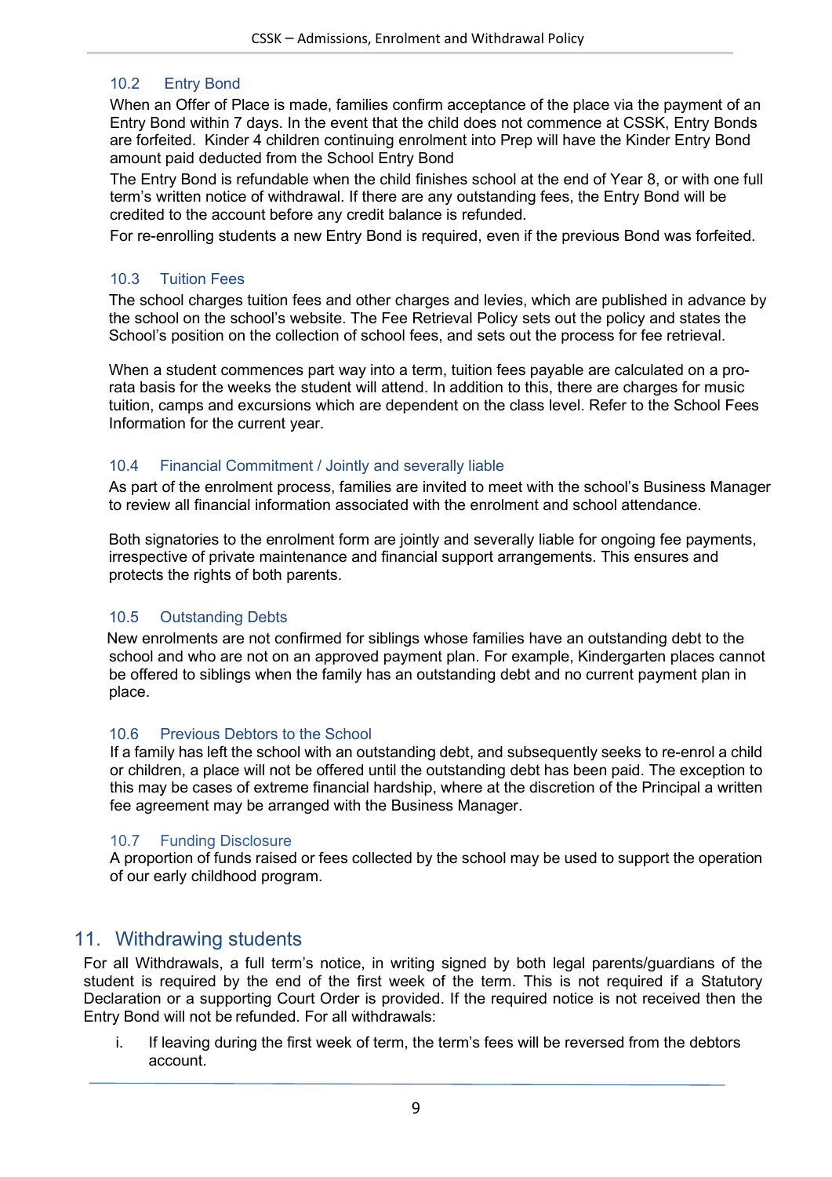### 10.2 Entry Bond

When an Offer of Place is made, families confirm acceptance of the place via the payment of an Entry Bond within 7 days. In the event that the child does not commence at CSSK, Entry Bonds are forfeited. Kinder 4 children continuing enrolment into Prep will have the Kinder Entry Bond amount paid deducted from the School Entry Bond

The Entry Bond is refundable when the child finishes school at the end of Year 8, or with one full term's written notice of withdrawal. If there are any outstanding fees, the Entry Bond will be credited to the account before any credit balance is refunded.

For re-enrolling students a new Entry Bond is required, even if the previous Bond was forfeited.

### 10.3 Tuition Fees

The school charges tuition fees and other charges and levies, which are published in advance by the school on the school's website. The Fee Retrieval Policy sets out the policy and states the School's position on the collection of school fees, and sets out the process for fee retrieval.

When a student commences part way into a term, tuition fees payable are calculated on a pro-rata basis for the weeks the student will attend. In addition to this, there are charges for music tuition, camps and excursions which are dependent on the class level. Refer to the School Fees Information for the current year.

### 10.4 Financial Commitment / Jointly and severally liable

As part of the enrolment process, families are invited to meet with the school's Business Manager to review all financial information associated with the enrolment and school attendance.

Both signatories to the enrolment form are jointly and severally liable for ongoing fee payments, irrespective of private maintenance and financial support arrangements. This ensures and protects the rights of both parents.

### 10.5 Outstanding Debts

New enrolments are not confirmed for siblings whose families have an outstanding debt to the school and who are not on an approved payment plan. For example, Kindergarten places cannot be offered to siblings when the family has an outstanding debt and no current payment plan in place.

### 10.6 Previous Debtors to the School

If a family has left the school with an outstanding debt, and subsequently seeks to re-enrol a child or children, a place will not be offered until the outstanding debt has been paid. The exception to this may be cases of extreme financial hardship, where at the discretion of the Principal a written fee agreement may be arranged with the Business Manager.

### 10.7 Funding Disclosure

A proportion of funds raised or fees collected by the school may be used to support the operation of our early childhood program.

## 11. Withdrawing students

For all Withdrawals, a full term's notice, in writing signed by both legal parents/guardians of the student is required by the end of the first week of the term. This is not required if a Statutory Declaration or a supporting Court Order is provided. If the required notice is not received then the Entry Bond will not be refunded. For all withdrawals:

i. If leaving during the first week of term, the term's fees will be reversed from the debtors account.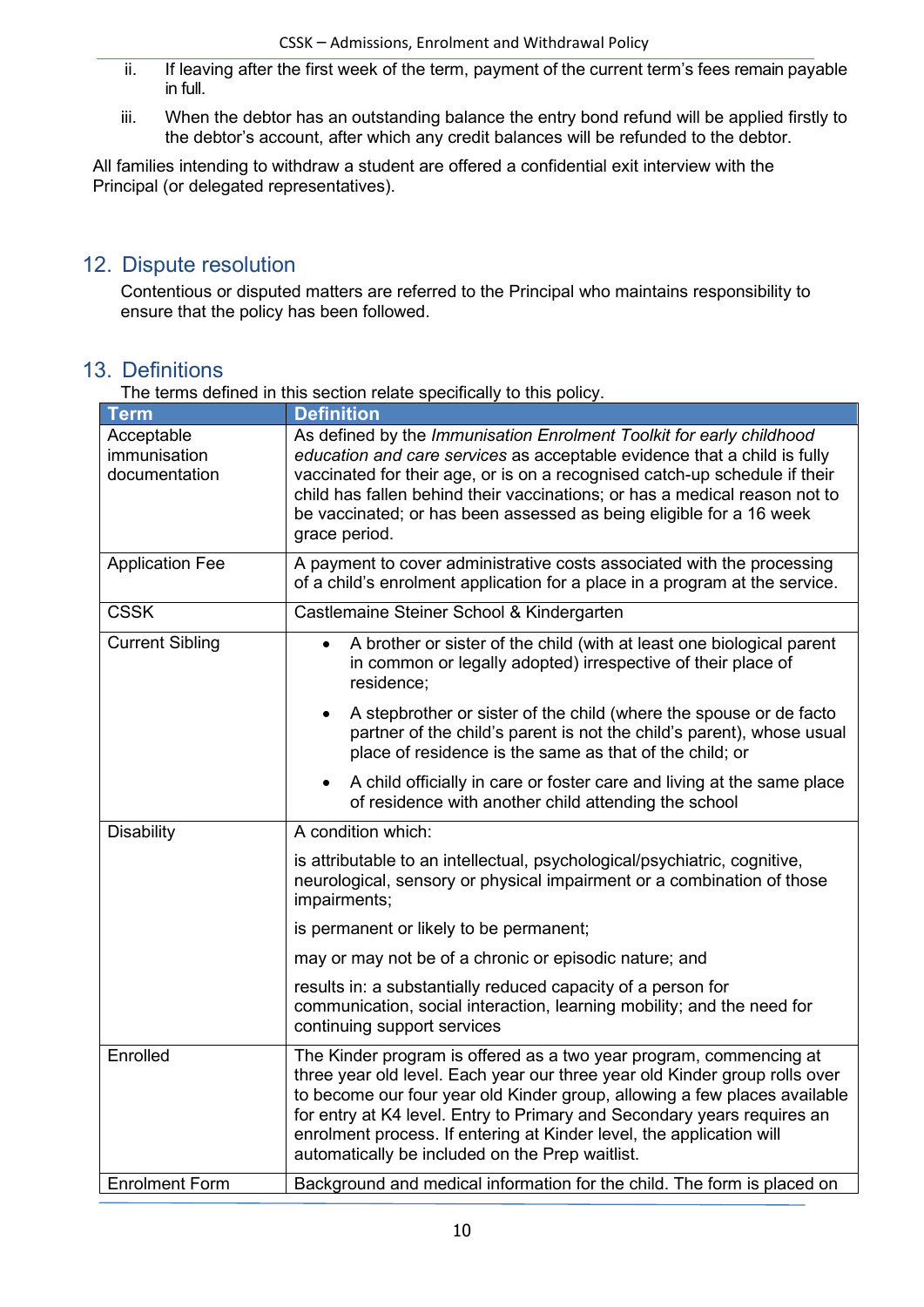ii. If leaving after the first week of the term, payment of the current term's fees remain payable in full.

iii. When the debtor has an outstanding balance the entry bond refund will be applied firstly to the debtor's account, after which any credit balances will be refunded to the debtor.

All families intending to withdraw a student are offered a confidential exit interview with the Principal (or delegated representatives).

## 12. Dispute resolution

Contentious or disputed matters are referred to the Principal who maintains responsibility to ensure that the policy has been followed.

## 13. Definitions

The terms defined in this section relate specifically to this policy.

| Term | Definition |
|---|---|
| Acceptable immunisation documentation | As defined by the *Immunisation Enrolment Toolkit for early childhood education and care services* as acceptable evidence that a child is fully vaccinated for their age, or is on a recognised catch-up schedule if their child has fallen behind their vaccinations; or has a medical reason not to be vaccinated; or has been assessed as being eligible for a 16 week grace period. |
| Application Fee | A payment to cover administrative costs associated with the processing of a child's enrolment application for a place in a program at the service. |
| CSSK | Castlemaine Steiner School & Kindergarten |
| Current Sibling | • A brother or sister of the child (with at least one biological parent in common or legally adopted) irrespective of their place of residence; <br> • A stepbrother or sister of the child (where the spouse or de facto partner of the child's parent is not the child's parent), whose usual place of residence is the same as that of the child; or <br> • A child officially in care or foster care and living at the same place of residence with another child attending the school |
| Disability | A condition which: <br> is attributable to an intellectual, psychological/psychiatric, cognitive, neurological, sensory or physical impairment or a combination of those impairments; <br> is permanent or likely to be permanent; <br> may or may not be of a chronic or episodic nature; and <br> results in: a substantially reduced capacity of a person for communication, social interaction, learning mobility; and the need for continuing support services |
| Enrolled | The Kinder program is offered as a two year program, commencing at three year old level. Each year our three year old Kinder group rolls over to become our four year old Kinder group, allowing a few places available for entry at K4 level. Entry to Primary and Secondary years requires an enrolment process. If entering at Kinder level, the application will automatically be included on the Prep waitlist. |
| Enrolment Form | Background and medical information for the child. The form is placed on |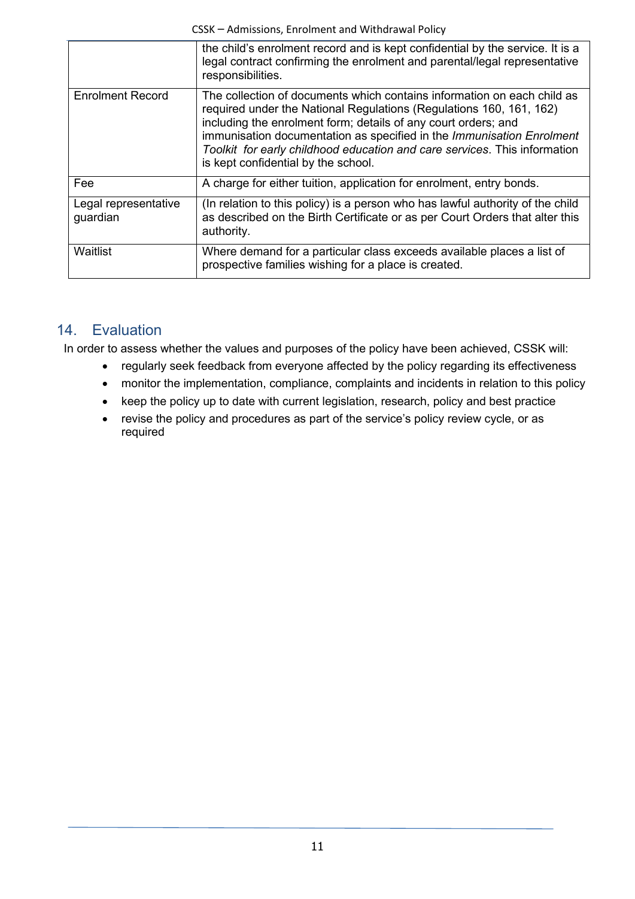| | |
|---|---|
| | the child's enrolment record and is kept confidential by the service. It is a legal contract confirming the enrolment and parental/legal representative responsibilities. |
| Enrolment Record | The collection of documents which contains information on each child as required under the National Regulations (Regulations 160, 161, 162) including the enrolment form; details of any court orders; and immunisation documentation as specified in the *Immunisation Enrolment Toolkit for early childhood education and care services*. This information is kept confidential by the school. |
| Fee | A charge for either tuition, application for enrolment, entry bonds. |
| Legal representative guardian | (In relation to this policy) is a person who has lawful authority of the child as described on the Birth Certificate or as per Court Orders that alter this authority. |
| Waitlist | Where demand for a particular class exceeds available places a list of prospective families wishing for a place is created. |

## 14. Evaluation

In order to assess whether the values and purposes of the policy have been achieved, CSSK will:

- regularly seek feedback from everyone affected by the policy regarding its effectiveness
- monitor the implementation, compliance, complaints and incidents in relation to this policy
- keep the policy up to date with current legislation, research, policy and best practice
- revise the policy and procedures as part of the service's policy review cycle, or as required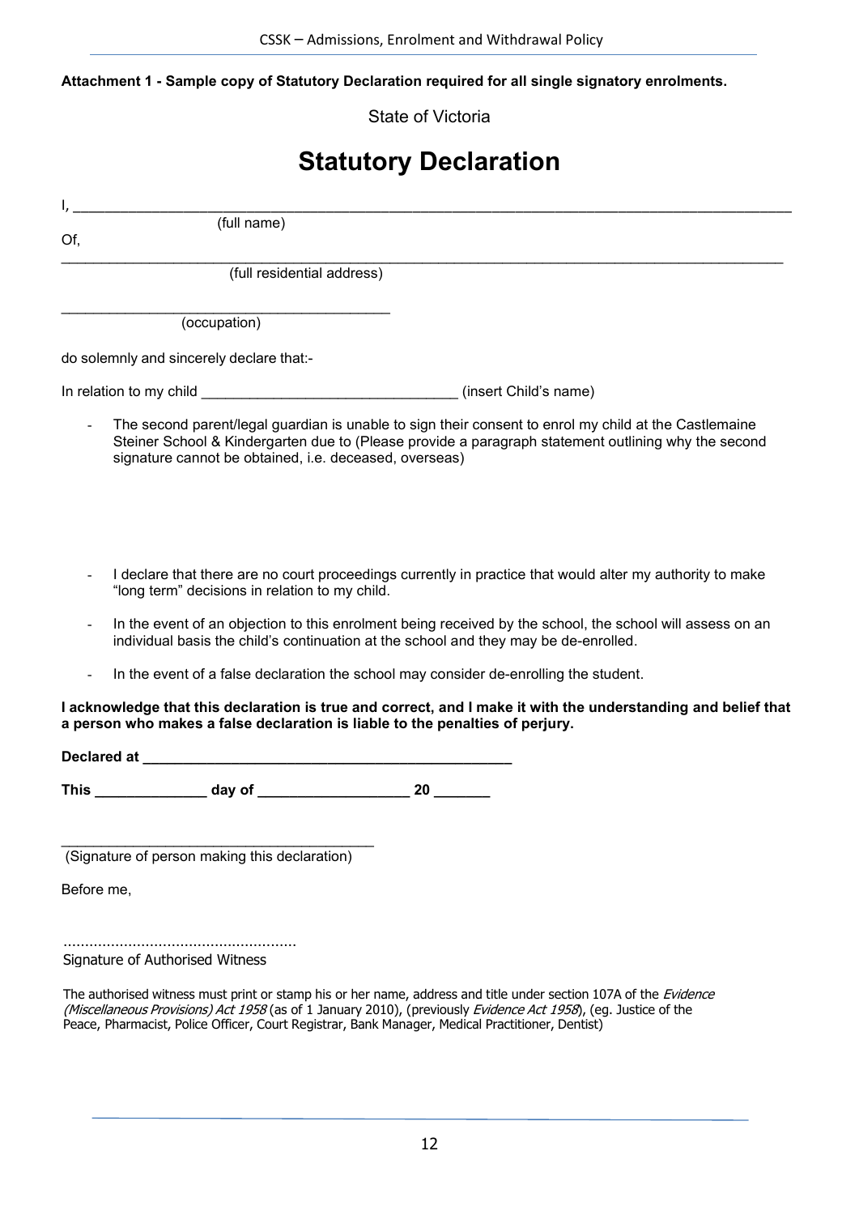**Attachment 1 - Sample copy of Statutory Declaration required for all single signatory enrolments.**

State of Victoria

# Statutory Declaration

I, ______________________________________________________________________________

(full name)

Of,

______________________________________________________________________________

(full residential address)

__________________________________________

(occupation)

do solemnly and sincerely declare that:-

In relation to my child ________________________________ (insert Child's name)

- The second parent/legal guardian is unable to sign their consent to enrol my child at the Castlemaine Steiner School & Kindergarten due to (Please provide a paragraph statement outlining why the second signature cannot be obtained, i.e. deceased, overseas)

- I declare that there are no court proceedings currently in practice that would alter my authority to make "long term" decisions in relation to my child.
- In the event of an objection to this enrolment being received by the school, the school will assess on an individual basis the child's continuation at the school and they may be de-enrolled.
- In the event of a false declaration the school may consider de-enrolling the student.

**I acknowledge that this declaration is true and correct, and I make it with the understanding and belief that a person who makes a false declaration is liable to the penalties of perjury.**

**Declared at** ______________________________________________

**This** ______________ **day of** ___________________ **20** _______

________________________________________

(Signature of person making this declaration)

Before me,

.....................................................

Signature of Authorised Witness

The authorised witness must print or stamp his or her name, address and title under section 107A of the *Evidence (Miscellaneous Provisions) Act 1958* (as of 1 January 2010), (previously *Evidence Act 1958*), (eg. Justice of the Peace, Pharmacist, Police Officer, Court Registrar, Bank Manager, Medical Practitioner, Dentist)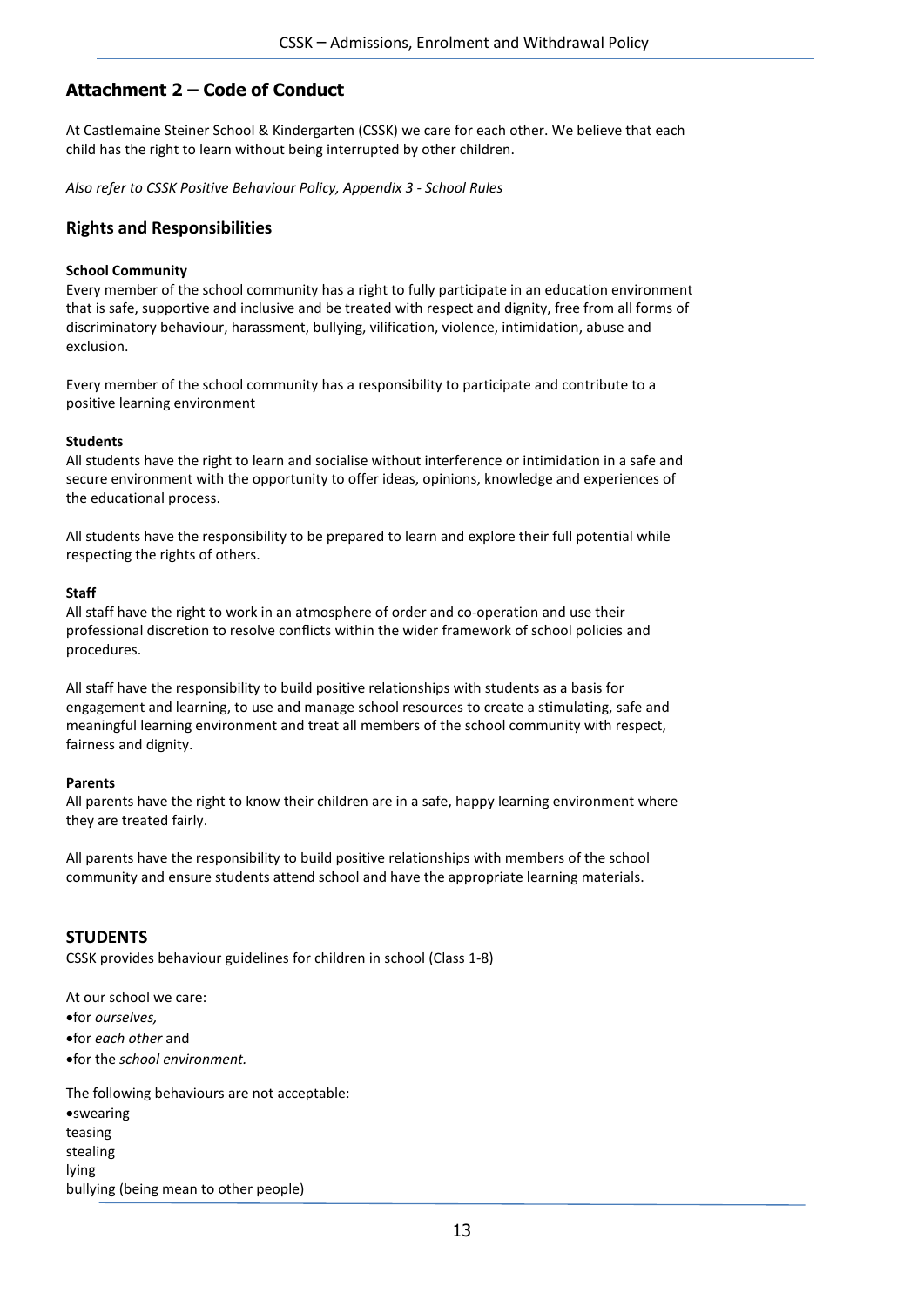## Attachment 2 – Code of Conduct

At Castlemaine Steiner School & Kindergarten (CSSK) we care for each other. We believe that each child has the right to learn without being interrupted by other children.

*Also refer to CSSK Positive Behaviour Policy, Appendix 3 - School Rules*

### Rights and Responsibilities

**School Community**
Every member of the school community has a right to fully participate in an education environment that is safe, supportive and inclusive and be treated with respect and dignity, free from all forms of discriminatory behaviour, harassment, bullying, vilification, violence, intimidation, abuse and exclusion.

Every member of the school community has a responsibility to participate and contribute to a positive learning environment

**Students**
All students have the right to learn and socialise without interference or intimidation in a safe and secure environment with the opportunity to offer ideas, opinions, knowledge and experiences of the educational process.

All students have the responsibility to be prepared to learn and explore their full potential while respecting the rights of others.

**Staff**
All staff have the right to work in an atmosphere of order and co-operation and use their professional discretion to resolve conflicts within the wider framework of school policies and procedures.

All staff have the responsibility to build positive relationships with students as a basis for engagement and learning, to use and manage school resources to create a stimulating, safe and meaningful learning environment and treat all members of the school community with respect, fairness and dignity.

**Parents**
All parents have the right to know their children are in a safe, happy learning environment where they are treated fairly.

All parents have the responsibility to build positive relationships with members of the school community and ensure students attend school and have the appropriate learning materials.

### STUDENTS

CSSK provides behaviour guidelines for children in school (Class 1-8)

At our school we care:

- for *ourselves,*
- for *each other* and
- for the *school environment.*

The following behaviours are not acceptable:

- swearing
- teasing
- stealing
- lying
- bullying (being mean to other people)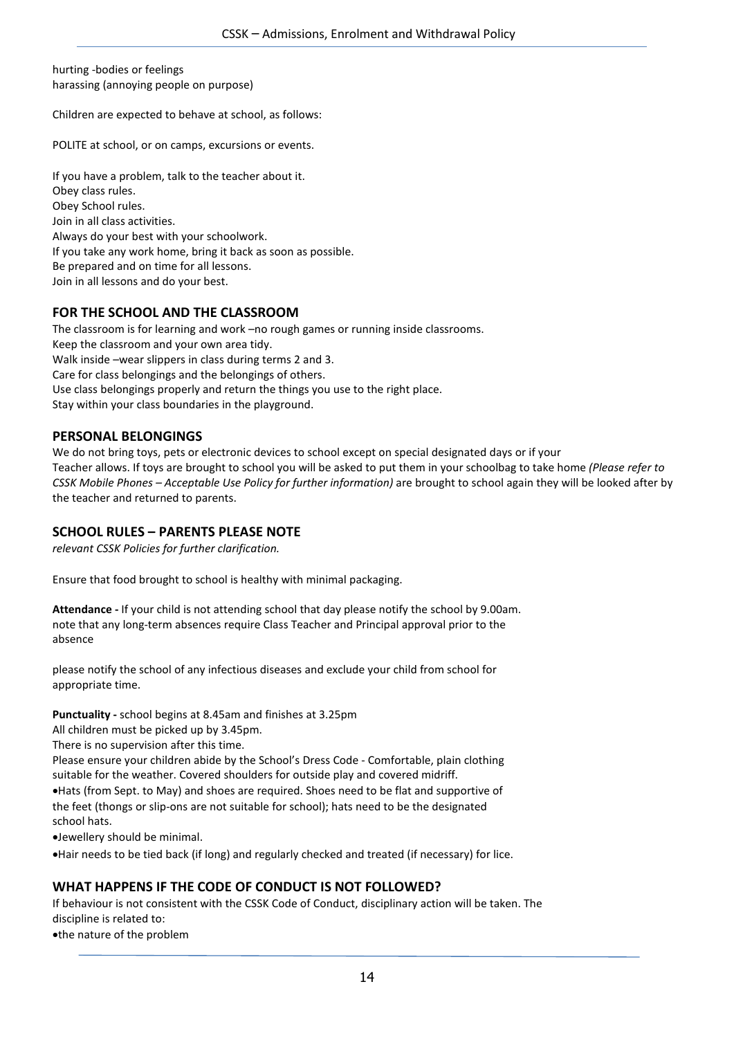hurting -bodies or feelings
harassing (annoying people on purpose)

Children are expected to behave at school, as follows:

POLITE at school, or on camps, excursions or events.

If you have a problem, talk to the teacher about it.
Obey class rules.
Obey School rules.
Join in all class activities.
Always do your best with your schoolwork.
If you take any work home, bring it back as soon as possible.
Be prepared and on time for all lessons.
Join in all lessons and do your best.

## FOR THE SCHOOL AND THE CLASSROOM

The classroom is for learning and work –no rough games or running inside classrooms.
Keep the classroom and your own area tidy.
Walk inside –wear slippers in class during terms 2 and 3.
Care for class belongings and the belongings of others.
Use class belongings properly and return the things you use to the right place.
Stay within your class boundaries in the playground.

## PERSONAL BELONGINGS

We do not bring toys, pets or electronic devices to school except on special designated days or if your Teacher allows. If toys are brought to school you will be asked to put them in your schoolbag to take home *(Please refer to CSSK Mobile Phones – Acceptable Use Policy for further information)* are brought to school again they will be looked after by the teacher and returned to parents.

## SCHOOL RULES – PARENTS PLEASE NOTE

*relevant CSSK Policies for further clarification.*

Ensure that food brought to school is healthy with minimal packaging.

**Attendance -** If your child is not attending school that day please notify the school by 9.00am. note that any long-term absences require Class Teacher and Principal approval prior to the absence

please notify the school of any infectious diseases and exclude your child from school for appropriate time.

**Punctuality -** school begins at 8.45am and finishes at 3.25pm
All children must be picked up by 3.45pm.
There is no supervision after this time.
Please ensure your children abide by the School's Dress Code - Comfortable, plain clothing suitable for the weather. Covered shoulders for outside play and covered midriff.

- Hats (from Sept. to May) and shoes are required. Shoes need to be flat and supportive of the feet (thongs or slip-ons are not suitable for school); hats need to be the designated school hats.
- Jewellery should be minimal.
- Hair needs to be tied back (if long) and regularly checked and treated (if necessary) for lice.

## WHAT HAPPENS IF THE CODE OF CONDUCT IS NOT FOLLOWED?

If behaviour is not consistent with the CSSK Code of Conduct, disciplinary action will be taken. The discipline is related to:

- the nature of the problem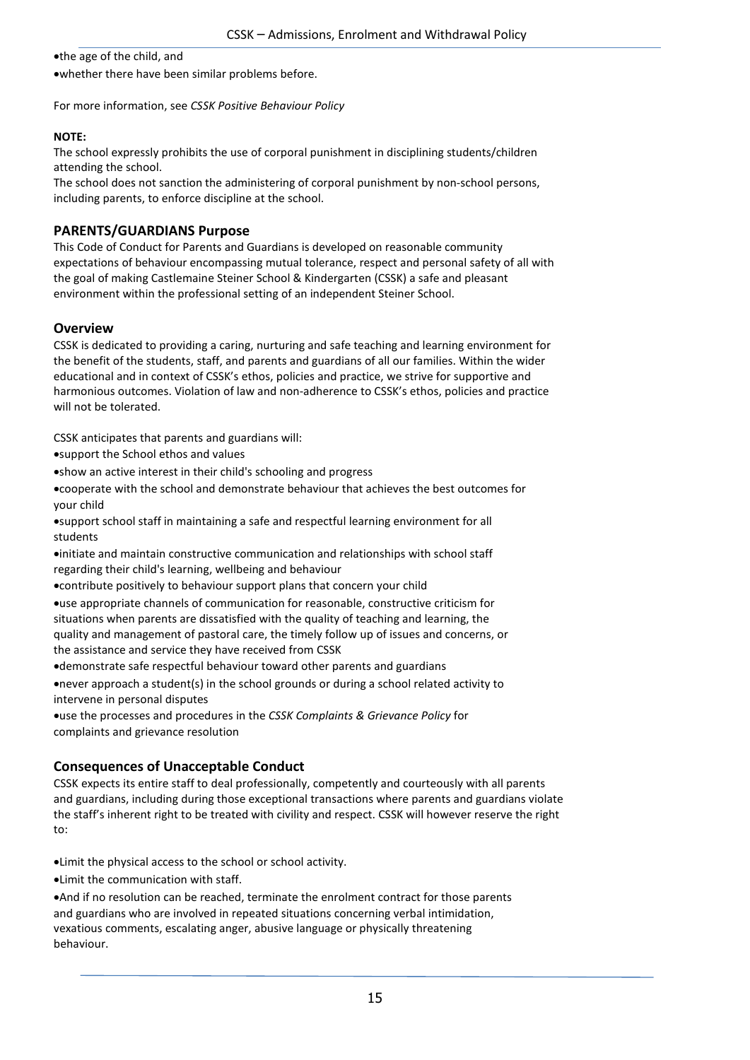- the age of the child, and
- whether there have been similar problems before.

For more information, see *CSSK Positive Behaviour Policy*

**NOTE:**

The school expressly prohibits the use of corporal punishment in disciplining students/children attending the school.

The school does not sanction the administering of corporal punishment by non-school persons, including parents, to enforce discipline at the school.

## PARENTS/GUARDIANS Purpose

This Code of Conduct for Parents and Guardians is developed on reasonable community expectations of behaviour encompassing mutual tolerance, respect and personal safety of all with the goal of making Castlemaine Steiner School & Kindergarten (CSSK) a safe and pleasant environment within the professional setting of an independent Steiner School.

## Overview

CSSK is dedicated to providing a caring, nurturing and safe teaching and learning environment for the benefit of the students, staff, and parents and guardians of all our families. Within the wider educational and in context of CSSK's ethos, policies and practice, we strive for supportive and harmonious outcomes. Violation of law and non-adherence to CSSK's ethos, policies and practice will not be tolerated.

CSSK anticipates that parents and guardians will:

- support the School ethos and values
- show an active interest in their child's schooling and progress
- cooperate with the school and demonstrate behaviour that achieves the best outcomes for your child
- support school staff in maintaining a safe and respectful learning environment for all students
- initiate and maintain constructive communication and relationships with school staff regarding their child's learning, wellbeing and behaviour
- contribute positively to behaviour support plans that concern your child
- use appropriate channels of communication for reasonable, constructive criticism for situations when parents are dissatisfied with the quality of teaching and learning, the quality and management of pastoral care, the timely follow up of issues and concerns, or the assistance and service they have received from CSSK
- demonstrate safe respectful behaviour toward other parents and guardians
- never approach a student(s) in the school grounds or during a school related activity to intervene in personal disputes
- use the processes and procedures in the *CSSK Complaints & Grievance Policy* for complaints and grievance resolution

## Consequences of Unacceptable Conduct

CSSK expects its entire staff to deal professionally, competently and courteously with all parents and guardians, including during those exceptional transactions where parents and guardians violate the staff's inherent right to be treated with civility and respect. CSSK will however reserve the right to:

- Limit the physical access to the school or school activity.
- Limit the communication with staff.
- And if no resolution can be reached, terminate the enrolment contract for those parents and guardians who are involved in repeated situations concerning verbal intimidation, vexatious comments, escalating anger, abusive language or physically threatening behaviour.